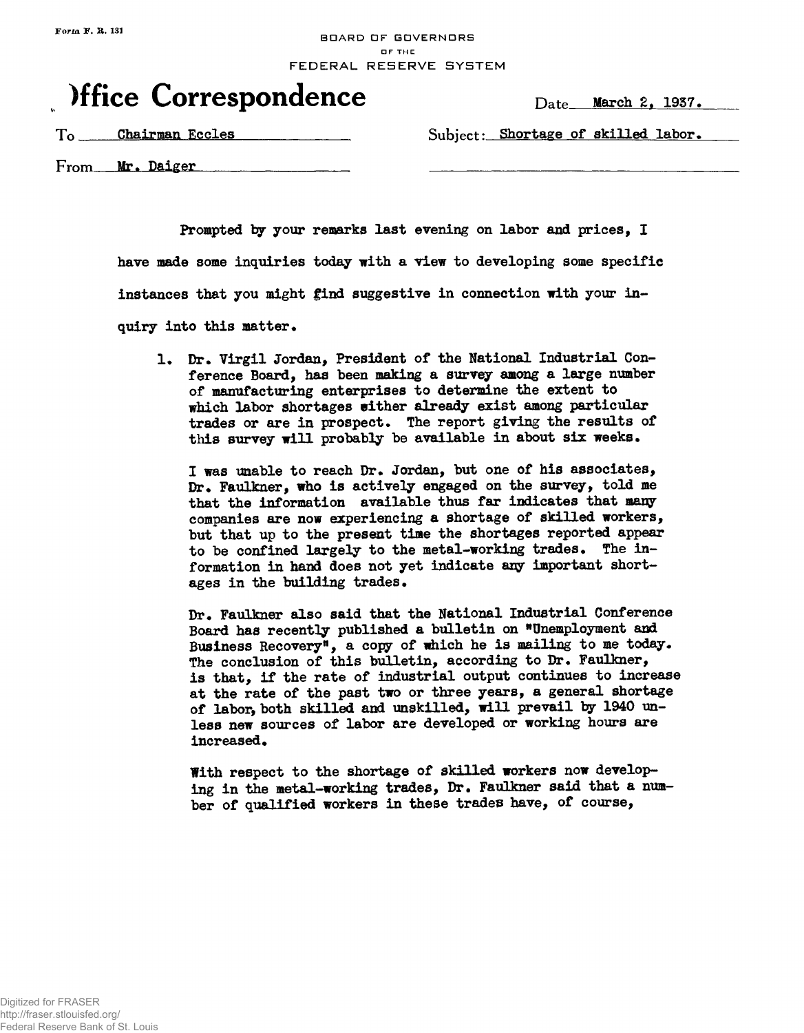Form F. R. 131

BOARD OF GOVERNORS
OF THE
FEDERAL RESERVE SYSTEM

# Office Correspondence

Date March 2, 1937.

To Chairman Eccles

Subject: Shortage of skilled labor.

From Mr. Daiger

Prompted by your remarks last evening on labor and prices, I have made some inquiries today with a view to developing some specific instances that you might find suggestive in connection with your inquiry into this matter.

1. Dr. Virgil Jordan, President of the National Industrial Conference Board, has been making a survey among a large number of manufacturing enterprises to determine the extent to which labor shortages either already exist among particular trades or are in prospect. The report giving the results of this survey will probably be available in about six weeks.

   I was unable to reach Dr. Jordan, but one of his associates, Dr. Faulkner, who is actively engaged on the survey, told me that the information available thus far indicates that many companies are now experiencing a shortage of skilled workers, but that up to the present time the shortages reported appear to be confined largely to the metal-working trades. The information in hand does not yet indicate any important shortages in the building trades.

   Dr. Faulkner also said that the National Industrial Conference Board has recently published a bulletin on "Unemployment and Business Recovery", a copy of which he is mailing to me today. The conclusion of this bulletin, according to Dr. Faulkner, is that, if the rate of industrial output continues to increase at the rate of the past two or three years, a general shortage of labor, both skilled and unskilled, will prevail by 1940 unless new sources of labor are developed or working hours are increased.

   With respect to the shortage of skilled workers now developing in the metal-working trades, Dr. Faulkner said that a number of qualified workers in these trades have, of course,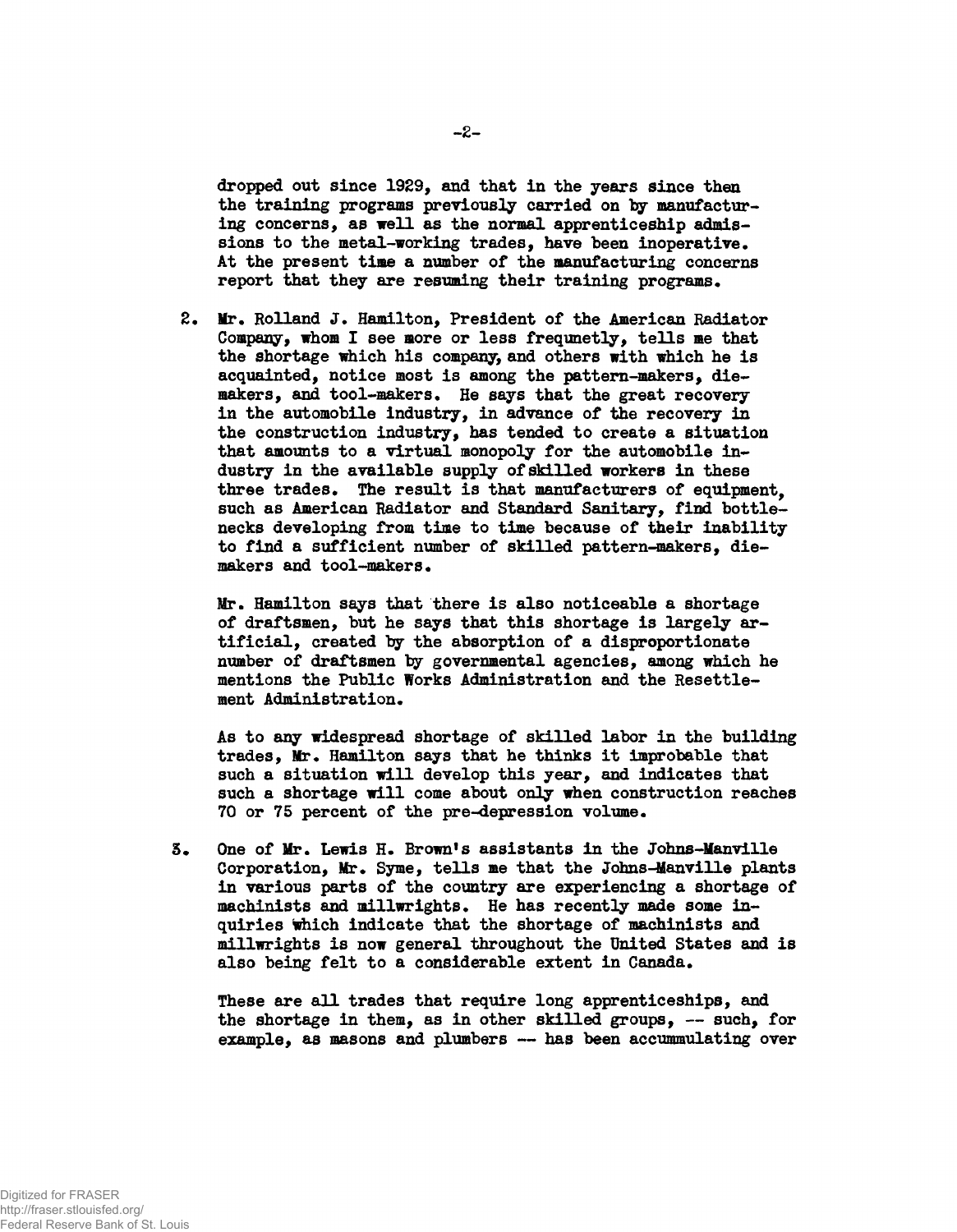dropped out since 1929, and that in the years since then the training programs previously carried on by manufacturing concerns, as well as the normal apprenticeship admissions to the metal-working trades, have been inoperative. At the present time a number of the manufacturing concerns report that they are resuming their training programs.

2. Mr. Rolland J. Hamilton, President of the American Radiator Company, whom I see more or less frequnetly, tells me that the shortage which his company, and others with which he is acquainted, notice most is among the pattern-makers, die-makers, and tool-makers. He says that the great recovery in the automobile industry, in advance of the recovery in the construction industry, has tended to create a situation that amounts to a virtual monopoly for the automobile industry in the available supply of skilled workers in these three trades. The result is that manufacturers of equipment, such as American Radiator and Standard Sanitary, find bottlenecks developing from time to time because of their inability to find a sufficient number of skilled pattern-makers, die-makers and tool-makers.

   Mr. Hamilton says that there is also noticeable a shortage of draftsmen, but he says that this shortage is largely artificial, created by the absorption of a disproportionate number of draftsmen by governmental agencies, among which he mentions the Public Works Administration and the Resettlement Administration.

   As to any widespread shortage of skilled labor in the building trades, Mr. Hamilton says that he thinks it improbable that such a situation will develop this year, and indicates that such a shortage will come about only when construction reaches 70 or 75 percent of the pre-depression volume.

3. One of Mr. Lewis H. Brown's assistants in the Johns-Manville Corporation, Mr. Syme, tells me that the Johns-Manville plants in various parts of the country are experiencing a shortage of machinists and millwrights. He has recently made some inquiries which indicate that the shortage of machinists and millwrights is now general throughout the United States and is also being felt to a considerable extent in Canada.

   These are all trades that require long apprenticeships, and the shortage in them, as in other skilled groups, -- such, for example, as masons and plumbers -- has been accummulating over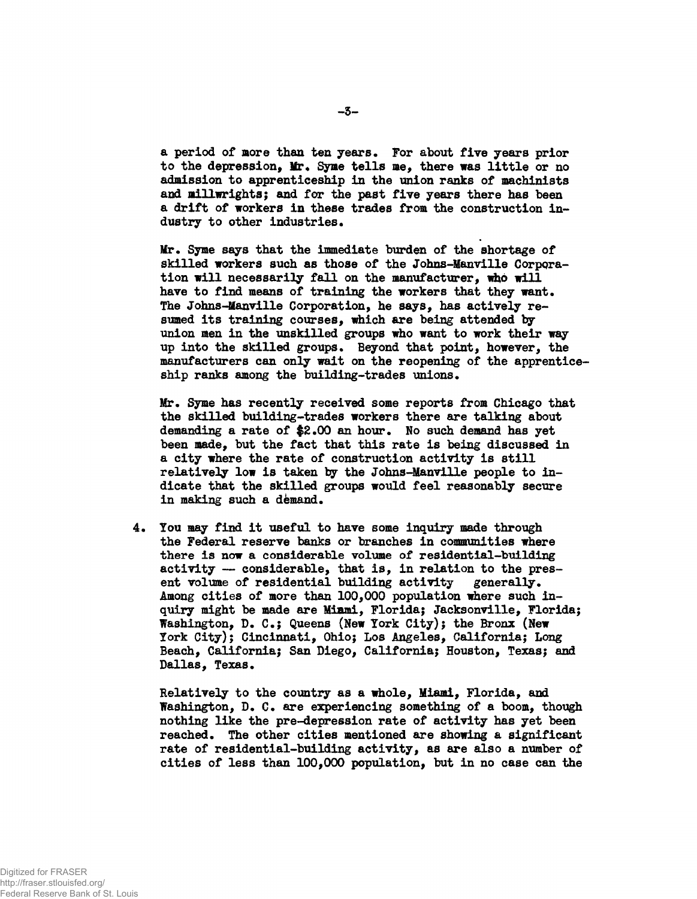a period of more than ten years. For about five years prior to the depression, Mr. Syme tells me, there was little or no admission to apprenticeship in the union ranks of machinists and millwrights; and for the past five years there has been a drift of workers in these trades from the construction industry to other industries.

Mr. Syme says that the immediate burden of the shortage of skilled workers such as those of the Johns-Manville Corporation will necessarily fall on the manufacturer, who will have to find means of training the workers that they want. The Johns-Manville Corporation, he says, has actively resumed its training courses, which are being attended by union men in the unskilled groups who want to work their way up into the skilled groups. Beyond that point, however, the manufacturers can only wait on the reopening of the apprenticeship ranks among the building-trades unions.

Mr. Syme has recently received some reports from Chicago that the skilled building-trades workers there are talking about demanding a rate of $2.00 an hour. No such demand has yet been made, but the fact that this rate is being discussed in a city where the rate of construction activity is still relatively low is taken by the Johns-Manville people to indicate that the skilled groups would feel reasonably secure in making such a demand.

4. You may find it useful to have some inquiry made through the Federal reserve banks or branches in communities where there is now a considerable volume of residential-building activity — considerable, that is, in relation to the present volume of residential building activity generally. Among cities of more than 100,000 population where such inquiry might be made are Miami, Florida; Jacksonville, Florida; Washington, D. C.; Queens (New York City); the Bronx (New York City); Cincinnati, Ohio; Los Angeles, California; Long Beach, California; San Diego, California; Houston, Texas; and Dallas, Texas.

   Relatively to the country as a whole, Miami, Florida, and Washington, D. C. are experiencing something of a boom, though nothing like the pre-depression rate of activity has yet been reached. The other cities mentioned are showing a significant rate of residential-building activity, as are also a number of cities of less than 100,000 population, but in no case can the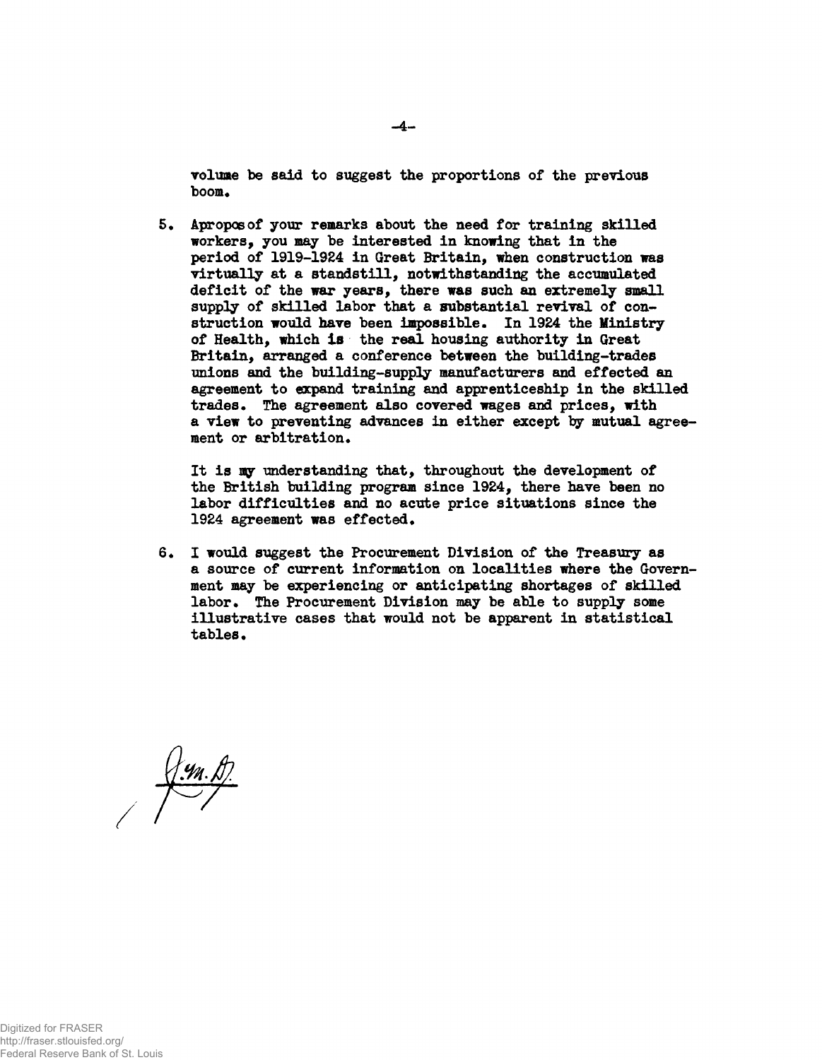volume be said to suggest the proportions of the previous boom.

5. Apropos of your remarks about the need for training skilled workers, you may be interested in knowing that in the period of 1919-1924 in Great Britain, when construction was virtually at a standstill, notwithstanding the accumulated deficit of the war years, there was such an extremely small supply of skilled labor that a substantial revival of construction would have been impossible. In 1924 the Ministry of Health, which is the real housing authority in Great Britain, arranged a conference between the building-trades unions and the building-supply manufacturers and effected an agreement to expand training and apprenticeship in the skilled trades. The agreement also covered wages and prices, with a view to preventing advances in either except by mutual agreement or arbitration.

   It is my understanding that, throughout the development of the British building program since 1924, there have been no labor difficulties and no acute price situations since the 1924 agreement was effected.

6. I would suggest the Procurement Division of the Treasury as a source of current information on localities where the Government may be experiencing or anticipating shortages of skilled labor. The Procurement Division may be able to supply some illustrative cases that would not be apparent in statistical tables.

J.M.D.